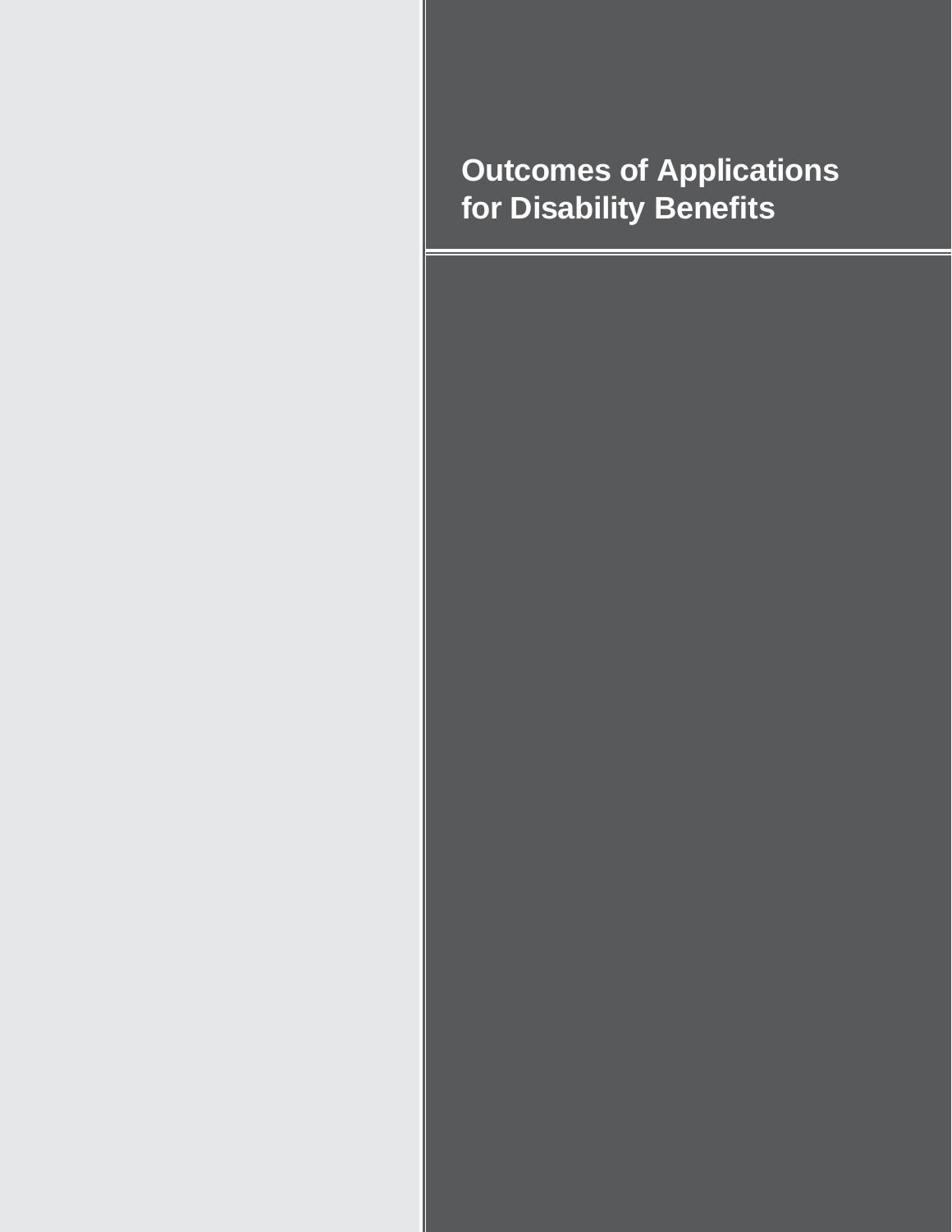# Outcomes of Applications for Disability Benefits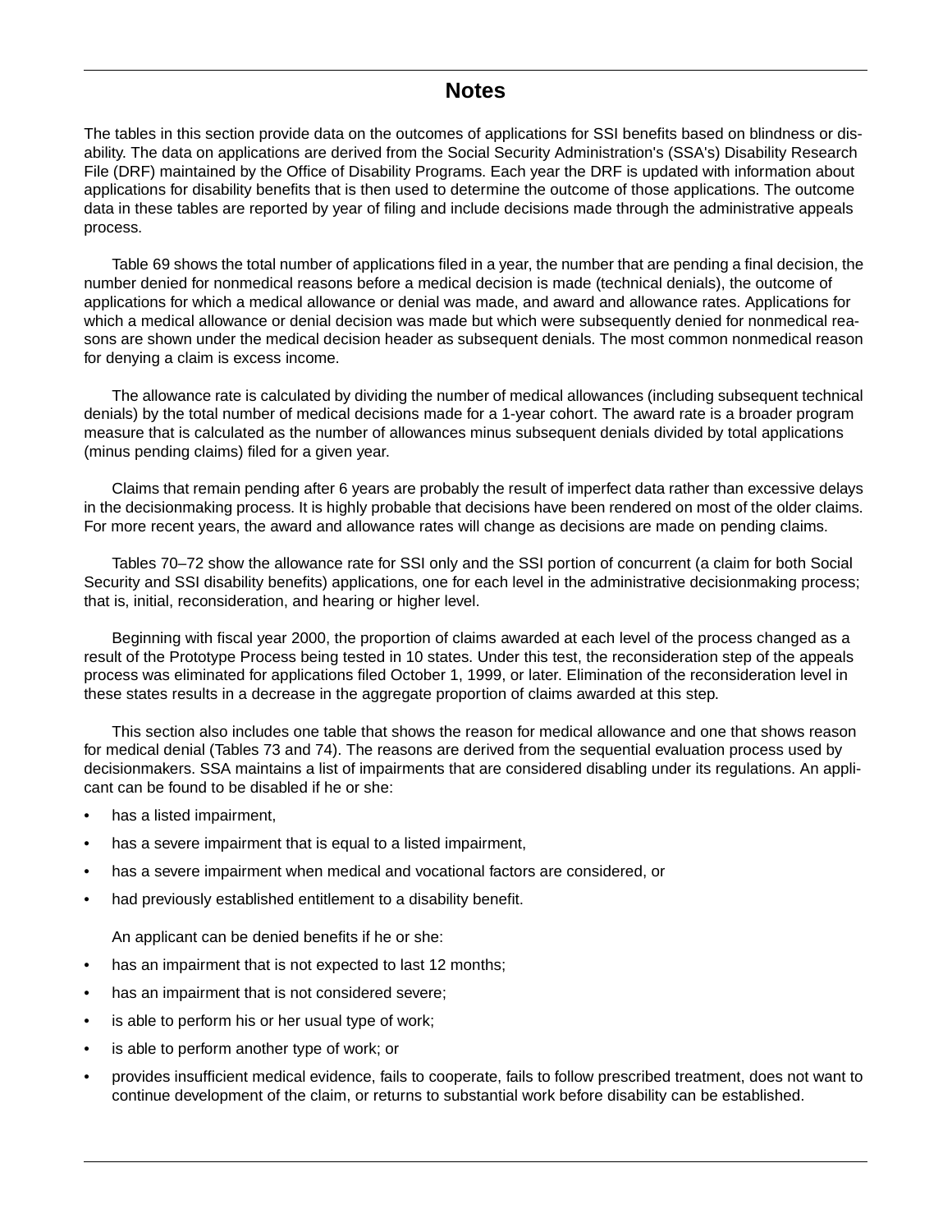## Notes

The tables in this section provide data on the outcomes of applications for SSI benefits based on blindness or disability. The data on applications are derived from the Social Security Administration's (SSA's) Disability Research File (DRF) maintained by the Office of Disability Programs. Each year the DRF is updated with information about applications for disability benefits that is then used to determine the outcome of those applications. The outcome data in these tables are reported by year of filing and include decisions made through the administrative appeals process.

Table 69 shows the total number of applications filed in a year, the number that are pending a final decision, the number denied for nonmedical reasons before a medical decision is made (technical denials), the outcome of applications for which a medical allowance or denial was made, and award and allowance rates. Applications for which a medical allowance or denial decision was made but which were subsequently denied for nonmedical reasons are shown under the medical decision header as subsequent denials. The most common nonmedical reason for denying a claim is excess income.

The allowance rate is calculated by dividing the number of medical allowances (including subsequent technical denials) by the total number of medical decisions made for a 1-year cohort. The award rate is a broader program measure that is calculated as the number of allowances minus subsequent denials divided by total applications (minus pending claims) filed for a given year.

Claims that remain pending after 6 years are probably the result of imperfect data rather than excessive delays in the decisionmaking process. It is highly probable that decisions have been rendered on most of the older claims. For more recent years, the award and allowance rates will change as decisions are made on pending claims.

Tables 70–72 show the allowance rate for SSI only and the SSI portion of concurrent (a claim for both Social Security and SSI disability benefits) applications, one for each level in the administrative decisionmaking process; that is, initial, reconsideration, and hearing or higher level.

Beginning with fiscal year 2000, the proportion of claims awarded at each level of the process changed as a result of the Prototype Process being tested in 10 states. Under this test, the reconsideration step of the appeals process was eliminated for applications filed October 1, 1999, or later. Elimination of the reconsideration level in these states results in a decrease in the aggregate proportion of claims awarded at this step.

This section also includes one table that shows the reason for medical allowance and one that shows reason for medical denial (Tables 73 and 74). The reasons are derived from the sequential evaluation process used by decisionmakers. SSA maintains a list of impairments that are considered disabling under its regulations. An applicant can be found to be disabled if he or she:

- has a listed impairment,
- has a severe impairment that is equal to a listed impairment,
- has a severe impairment when medical and vocational factors are considered, or
- had previously established entitlement to a disability benefit.

An applicant can be denied benefits if he or she:

- has an impairment that is not expected to last 12 months;
- has an impairment that is not considered severe;
- is able to perform his or her usual type of work;
- is able to perform another type of work; or
- provides insufficient medical evidence, fails to cooperate, fails to follow prescribed treatment, does not want to continue development of the claim, or returns to substantial work before disability can be established.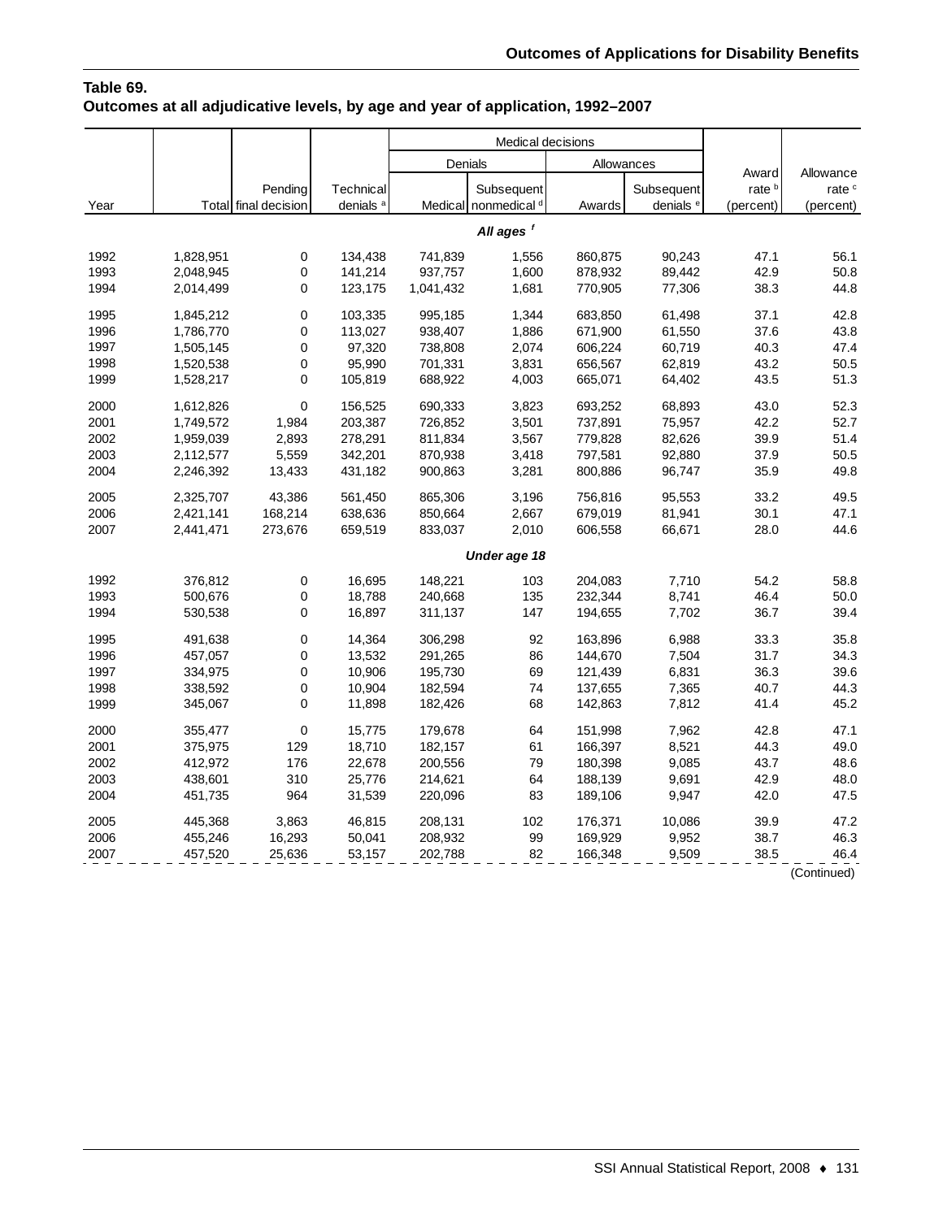**Table 69.**
**Outcomes at all adjudicative levels, by age and year of application, 1992–2007**

| Year | Total | Pending final decision | Technical denials [a] | Medical decisions | | | | Award rate [b] (percent) | Allowance rate [c] (percent) |
|---|---|---|---|---|---|---|---|---|---|
| | | | | Denials | | Allowances | | | |
| | | | | Medical | Subsequent nonmedical [d] | Awards | Subsequent denials [e] | | |
| ***All ages [f]*** | | | | | | | | | |
| 1992 | 1,828,951 | 0 | 134,438 | 741,839 | 1,556 | 860,875 | 90,243 | 47.1 | 56.1 |
| 1993 | 2,048,945 | 0 | 141,214 | 937,757 | 1,600 | 878,932 | 89,442 | 42.9 | 50.8 |
| 1994 | 2,014,499 | 0 | 123,175 | 1,041,432 | 1,681 | 770,905 | 77,306 | 38.3 | 44.8 |
| 1995 | 1,845,212 | 0 | 103,335 | 995,185 | 1,344 | 683,850 | 61,498 | 37.1 | 42.8 |
| 1996 | 1,786,770 | 0 | 113,027 | 938,407 | 1,886 | 671,900 | 61,550 | 37.6 | 43.8 |
| 1997 | 1,505,145 | 0 | 97,320 | 738,808 | 2,074 | 606,224 | 60,719 | 40.3 | 47.4 |
| 1998 | 1,520,538 | 0 | 95,990 | 701,331 | 3,831 | 656,567 | 62,819 | 43.2 | 50.5 |
| 1999 | 1,528,217 | 0 | 105,819 | 688,922 | 4,003 | 665,071 | 64,402 | 43.5 | 51.3 |
| 2000 | 1,612,826 | 0 | 156,525 | 690,333 | 3,823 | 693,252 | 68,893 | 43.0 | 52.3 |
| 2001 | 1,749,572 | 1,984 | 203,387 | 726,852 | 3,501 | 737,891 | 75,957 | 42.2 | 52.7 |
| 2002 | 1,959,039 | 2,893 | 278,291 | 811,834 | 3,567 | 779,828 | 82,626 | 39.9 | 51.4 |
| 2003 | 2,112,577 | 5,559 | 342,201 | 870,938 | 3,418 | 797,581 | 92,880 | 37.9 | 50.5 |
| 2004 | 2,246,392 | 13,433 | 431,182 | 900,863 | 3,281 | 800,886 | 96,747 | 35.9 | 49.8 |
| 2005 | 2,325,707 | 43,386 | 561,450 | 865,306 | 3,196 | 756,816 | 95,553 | 33.2 | 49.5 |
| 2006 | 2,421,141 | 168,214 | 638,636 | 850,664 | 2,667 | 679,019 | 81,941 | 30.1 | 47.1 |
| 2007 | 2,441,471 | 273,676 | 659,519 | 833,037 | 2,010 | 606,558 | 66,671 | 28.0 | 44.6 |
| ***Under age 18*** | | | | | | | | | |
| 1992 | 376,812 | 0 | 16,695 | 148,221 | 103 | 204,083 | 7,710 | 54.2 | 58.8 |
| 1993 | 500,676 | 0 | 18,788 | 240,668 | 135 | 232,344 | 8,741 | 46.4 | 50.0 |
| 1994 | 530,538 | 0 | 16,897 | 311,137 | 147 | 194,655 | 7,702 | 36.7 | 39.4 |
| 1995 | 491,638 | 0 | 14,364 | 306,298 | 92 | 163,896 | 6,988 | 33.3 | 35.8 |
| 1996 | 457,057 | 0 | 13,532 | 291,265 | 86 | 144,670 | 7,504 | 31.7 | 34.3 |
| 1997 | 334,975 | 0 | 10,906 | 195,730 | 69 | 121,439 | 6,831 | 36.3 | 39.6 |
| 1998 | 338,592 | 0 | 10,904 | 182,594 | 74 | 137,655 | 7,365 | 40.7 | 44.3 |
| 1999 | 345,067 | 0 | 11,898 | 182,426 | 68 | 142,863 | 7,812 | 41.4 | 45.2 |
| 2000 | 355,477 | 0 | 15,775 | 179,678 | 64 | 151,998 | 7,962 | 42.8 | 47.1 |
| 2001 | 375,975 | 129 | 18,710 | 182,157 | 61 | 166,397 | 8,521 | 44.3 | 49.0 |
| 2002 | 412,972 | 176 | 22,678 | 200,556 | 79 | 180,398 | 9,085 | 43.7 | 48.6 |
| 2003 | 438,601 | 310 | 25,776 | 214,621 | 64 | 188,139 | 9,691 | 42.9 | 48.0 |
| 2004 | 451,735 | 964 | 31,539 | 220,096 | 83 | 189,106 | 9,947 | 42.0 | 47.5 |
| 2005 | 445,368 | 3,863 | 46,815 | 208,131 | 102 | 176,371 | 10,086 | 39.9 | 47.2 |
| 2006 | 455,246 | 16,293 | 50,041 | 208,932 | 99 | 169,929 | 9,952 | 38.7 | 46.3 |
| 2007 | 457,520 | 25,636 | 53,157 | 202,788 | 82 | 166,348 | 9,509 | 38.5 | 46.4 |

(Continued)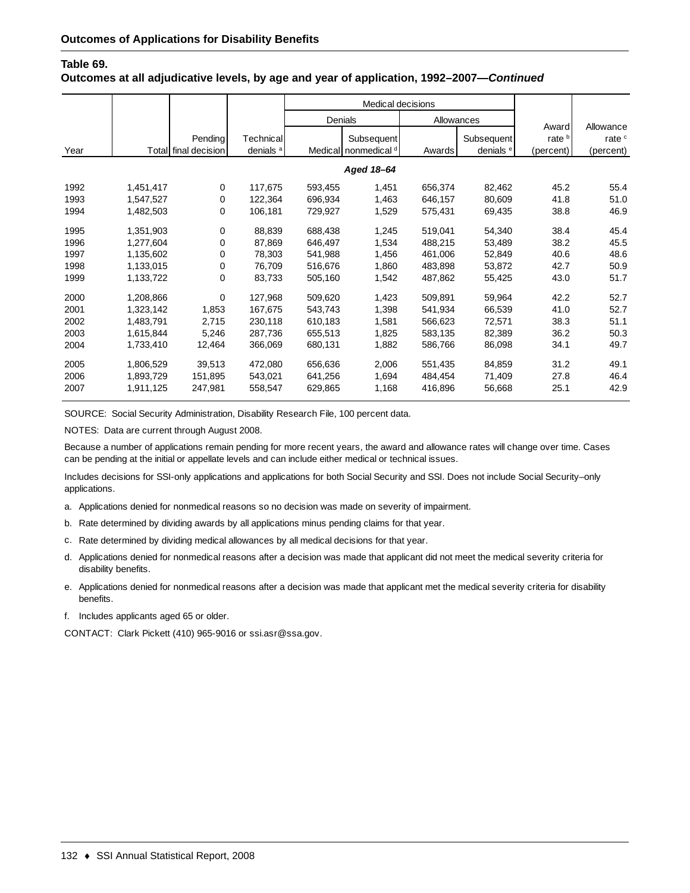**Outcomes of Applications for Disability Benefits**

**Table 69.**
**Outcomes at all adjudicative levels, by age and year of application, 1992–2007—*Continued***

| | | | | Medical decisions | | | | | |
|---|---|---|---|---|---|---|---|---|---|
| | | | | Denials | | Allowances | | | |
| Year | Total | Pending final decision | Technical denials [a] | Medical | Subsequent nonmedical [d] | Awards | Subsequent denials [e] | Award rate [b] (percent) | Allowance rate [c] (percent) |
| | | | | ***Aged 18–64*** | | | | | |
| 1992 | 1,451,417 | 0 | 117,675 | 593,455 | 1,451 | 656,374 | 82,462 | 45.2 | 55.4 |
| 1993 | 1,547,527 | 0 | 122,364 | 696,934 | 1,463 | 646,157 | 80,609 | 41.8 | 51.0 |
| 1994 | 1,482,503 | 0 | 106,181 | 729,927 | 1,529 | 575,431 | 69,435 | 38.8 | 46.9 |
| 1995 | 1,351,903 | 0 | 88,839 | 688,438 | 1,245 | 519,041 | 54,340 | 38.4 | 45.4 |
| 1996 | 1,277,604 | 0 | 87,869 | 646,497 | 1,534 | 488,215 | 53,489 | 38.2 | 45.5 |
| 1997 | 1,135,602 | 0 | 78,303 | 541,988 | 1,456 | 461,006 | 52,849 | 40.6 | 48.6 |
| 1998 | 1,133,015 | 0 | 76,709 | 516,676 | 1,860 | 483,898 | 53,872 | 42.7 | 50.9 |
| 1999 | 1,133,722 | 0 | 83,733 | 505,160 | 1,542 | 487,862 | 55,425 | 43.0 | 51.7 |
| 2000 | 1,208,866 | 0 | 127,968 | 509,620 | 1,423 | 509,891 | 59,964 | 42.2 | 52.7 |
| 2001 | 1,323,142 | 1,853 | 167,675 | 543,743 | 1,398 | 541,934 | 66,539 | 41.0 | 52.7 |
| 2002 | 1,483,791 | 2,715 | 230,118 | 610,183 | 1,581 | 566,623 | 72,571 | 38.3 | 51.1 |
| 2003 | 1,615,844 | 5,246 | 287,736 | 655,513 | 1,825 | 583,135 | 82,389 | 36.2 | 50.3 |
| 2004 | 1,733,410 | 12,464 | 366,069 | 680,131 | 1,882 | 586,766 | 86,098 | 34.1 | 49.7 |
| 2005 | 1,806,529 | 39,513 | 472,080 | 656,636 | 2,006 | 551,435 | 84,859 | 31.2 | 49.1 |
| 2006 | 1,893,729 | 151,895 | 543,021 | 641,256 | 1,694 | 484,454 | 71,409 | 27.8 | 46.4 |
| 2007 | 1,911,125 | 247,981 | 558,547 | 629,865 | 1,168 | 416,896 | 56,668 | 25.1 | 42.9 |

SOURCE: Social Security Administration, Disability Research File, 100 percent data.

NOTES: Data are current through August 2008.

Because a number of applications remain pending for more recent years, the award and allowance rates will change over time. Cases can be pending at the initial or appellate levels and can include either medical or technical issues.

Includes decisions for SSI-only applications and applications for both Social Security and SSI. Does not include Social Security–only applications.

a. Applications denied for nonmedical reasons so no decision was made on severity of impairment.

b. Rate determined by dividing awards by all applications minus pending claims for that year.

c. Rate determined by dividing medical allowances by all medical decisions for that year.

d. Applications denied for nonmedical reasons after a decision was made that applicant did not meet the medical severity criteria for disability benefits.

e. Applications denied for nonmedical reasons after a decision was made that applicant met the medical severity criteria for disability benefits.

f. Includes applicants aged 65 or older.

CONTACT: Clark Pickett (410) 965-9016 or ssi.asr@ssa.gov.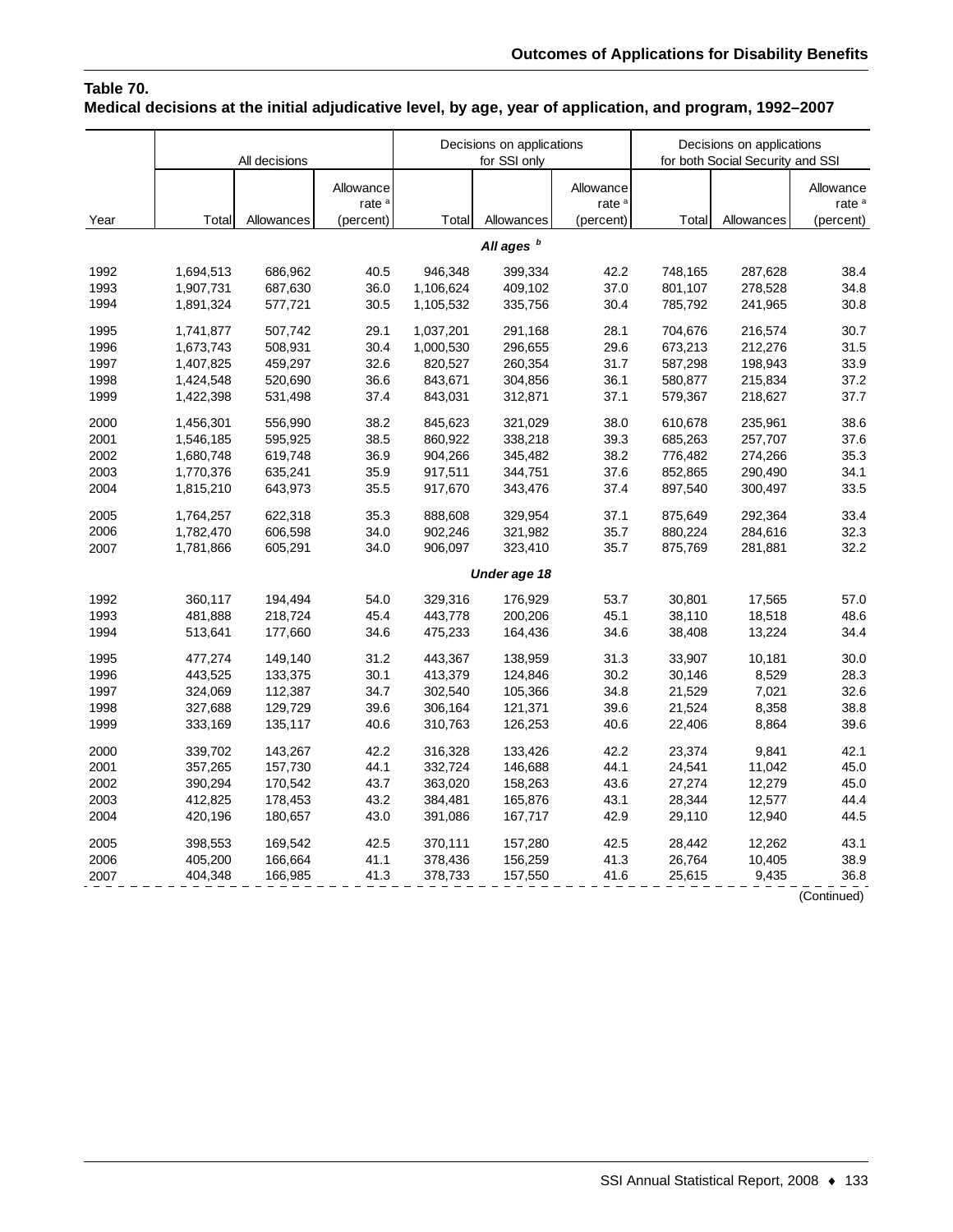**Table 70.**
**Medical decisions at the initial adjudicative level, by age, year of application, and program, 1992–2007**

| Year | All decisions | | | Decisions on applications for SSI only | | | Decisions on applications for both Social Security and SSI | | |
|---|---|---|---|---|---|---|---|---|---|
| | Total | Allowances | Allowance rate [a] (percent) | Total | Allowances | Allowance rate [a] (percent) | Total | Allowances | Allowance rate [a] (percent) |
| | | | | | *All ages* [b] | | | | |
| 1992 | 1,694,513 | 686,962 | 40.5 | 946,348 | 399,334 | 42.2 | 748,165 | 287,628 | 38.4 |
| 1993 | 1,907,731 | 687,630 | 36.0 | 1,106,624 | 409,102 | 37.0 | 801,107 | 278,528 | 34.8 |
| 1994 | 1,891,324 | 577,721 | 30.5 | 1,105,532 | 335,756 | 30.4 | 785,792 | 241,965 | 30.8 |
| 1995 | 1,741,877 | 507,742 | 29.1 | 1,037,201 | 291,168 | 28.1 | 704,676 | 216,574 | 30.7 |
| 1996 | 1,673,743 | 508,931 | 30.4 | 1,000,530 | 296,655 | 29.6 | 673,213 | 212,276 | 31.5 |
| 1997 | 1,407,825 | 459,297 | 32.6 | 820,527 | 260,354 | 31.7 | 587,298 | 198,943 | 33.9 |
| 1998 | 1,424,548 | 520,690 | 36.6 | 843,671 | 304,856 | 36.1 | 580,877 | 215,834 | 37.2 |
| 1999 | 1,422,398 | 531,498 | 37.4 | 843,031 | 312,871 | 37.1 | 579,367 | 218,627 | 37.7 |
| 2000 | 1,456,301 | 556,990 | 38.2 | 845,623 | 321,029 | 38.0 | 610,678 | 235,961 | 38.6 |
| 2001 | 1,546,185 | 595,925 | 38.5 | 860,922 | 338,218 | 39.3 | 685,263 | 257,707 | 37.6 |
| 2002 | 1,680,748 | 619,748 | 36.9 | 904,266 | 345,482 | 38.2 | 776,482 | 274,266 | 35.3 |
| 2003 | 1,770,376 | 635,241 | 35.9 | 917,511 | 344,751 | 37.6 | 852,865 | 290,490 | 34.1 |
| 2004 | 1,815,210 | 643,973 | 35.5 | 917,670 | 343,476 | 37.4 | 897,540 | 300,497 | 33.5 |
| 2005 | 1,764,257 | 622,318 | 35.3 | 888,608 | 329,954 | 37.1 | 875,649 | 292,364 | 33.4 |
| 2006 | 1,782,470 | 606,598 | 34.0 | 902,246 | 321,982 | 35.7 | 880,224 | 284,616 | 32.3 |
| 2007 | 1,781,866 | 605,291 | 34.0 | 906,097 | 323,410 | 35.7 | 875,769 | 281,881 | 32.2 |
| | | | | | *Under age 18* | | | | |
| 1992 | 360,117 | 194,494 | 54.0 | 329,316 | 176,929 | 53.7 | 30,801 | 17,565 | 57.0 |
| 1993 | 481,888 | 218,724 | 45.4 | 443,778 | 200,206 | 45.1 | 38,110 | 18,518 | 48.6 |
| 1994 | 513,641 | 177,660 | 34.6 | 475,233 | 164,436 | 34.6 | 38,408 | 13,224 | 34.4 |
| 1995 | 477,274 | 149,140 | 31.2 | 443,367 | 138,959 | 31.3 | 33,907 | 10,181 | 30.0 |
| 1996 | 443,525 | 133,375 | 30.1 | 413,379 | 124,846 | 30.2 | 30,146 | 8,529 | 28.3 |
| 1997 | 324,069 | 112,387 | 34.7 | 302,540 | 105,366 | 34.8 | 21,529 | 7,021 | 32.6 |
| 1998 | 327,688 | 129,729 | 39.6 | 306,164 | 121,371 | 39.6 | 21,524 | 8,358 | 38.8 |
| 1999 | 333,169 | 135,117 | 40.6 | 310,763 | 126,253 | 40.6 | 22,406 | 8,864 | 39.6 |
| 2000 | 339,702 | 143,267 | 42.2 | 316,328 | 133,426 | 42.2 | 23,374 | 9,841 | 42.1 |
| 2001 | 357,265 | 157,730 | 44.1 | 332,724 | 146,688 | 44.1 | 24,541 | 11,042 | 45.0 |
| 2002 | 390,294 | 170,542 | 43.7 | 363,020 | 158,263 | 43.6 | 27,274 | 12,279 | 45.0 |
| 2003 | 412,825 | 178,453 | 43.2 | 384,481 | 165,876 | 43.1 | 28,344 | 12,577 | 44.4 |
| 2004 | 420,196 | 180,657 | 43.0 | 391,086 | 167,717 | 42.9 | 29,110 | 12,940 | 44.5 |
| 2005 | 398,553 | 169,542 | 42.5 | 370,111 | 157,280 | 42.5 | 28,442 | 12,262 | 43.1 |
| 2006 | 405,200 | 166,664 | 41.1 | 378,436 | 156,259 | 41.3 | 26,764 | 10,405 | 38.9 |
| 2007 | 404,348 | 166,985 | 41.3 | 378,733 | 157,550 | 41.6 | 25,615 | 9,435 | 36.8 |

(Continued)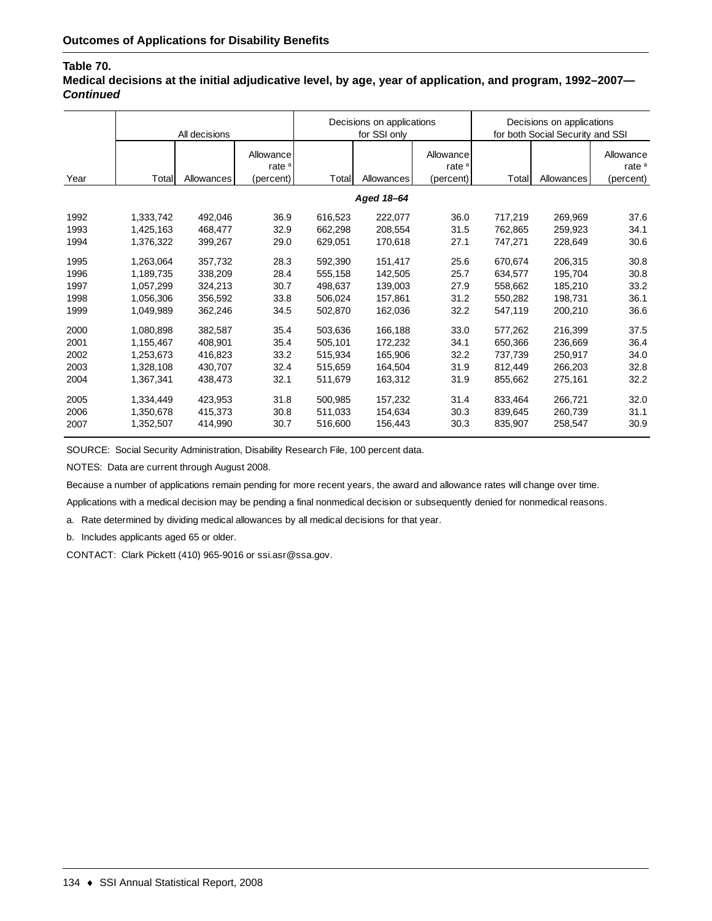## Outcomes of Applications for Disability Benefits

**Table 70.**
**Medical decisions at the initial adjudicative level, by age, year of application, and program, 1992–2007—*Continued***

| Year | All decisions | | | Decisions on applications for SSI only | | | Decisions on applications for both Social Security and SSI | | |
|---|---|---|---|---|---|---|---|---|---|
| | Total | Allowances | Allowance rate [a] (percent) | Total | Allowances | Allowance rate [a] (percent) | Total | Allowances | Allowance rate [a] (percent) |
| | | | | | ***Aged 18–64*** | | | | |
| 1992 | 1,333,742 | 492,046 | 36.9 | 616,523 | 222,077 | 36.0 | 717,219 | 269,969 | 37.6 |
| 1993 | 1,425,163 | 468,477 | 32.9 | 662,298 | 208,554 | 31.5 | 762,865 | 259,923 | 34.1 |
| 1994 | 1,376,322 | 399,267 | 29.0 | 629,051 | 170,618 | 27.1 | 747,271 | 228,649 | 30.6 |
| 1995 | 1,263,064 | 357,732 | 28.3 | 592,390 | 151,417 | 25.6 | 670,674 | 206,315 | 30.8 |
| 1996 | 1,189,735 | 338,209 | 28.4 | 555,158 | 142,505 | 25.7 | 634,577 | 195,704 | 30.8 |
| 1997 | 1,057,299 | 324,213 | 30.7 | 498,637 | 139,003 | 27.9 | 558,662 | 185,210 | 33.2 |
| 1998 | 1,056,306 | 356,592 | 33.8 | 506,024 | 157,861 | 31.2 | 550,282 | 198,731 | 36.1 |
| 1999 | 1,049,989 | 362,246 | 34.5 | 502,870 | 162,036 | 32.2 | 547,119 | 200,210 | 36.6 |
| 2000 | 1,080,898 | 382,587 | 35.4 | 503,636 | 166,188 | 33.0 | 577,262 | 216,399 | 37.5 |
| 2001 | 1,155,467 | 408,901 | 35.4 | 505,101 | 172,232 | 34.1 | 650,366 | 236,669 | 36.4 |
| 2002 | 1,253,673 | 416,823 | 33.2 | 515,934 | 165,906 | 32.2 | 737,739 | 250,917 | 34.0 |
| 2003 | 1,328,108 | 430,707 | 32.4 | 515,659 | 164,504 | 31.9 | 812,449 | 266,203 | 32.8 |
| 2004 | 1,367,341 | 438,473 | 32.1 | 511,679 | 163,312 | 31.9 | 855,662 | 275,161 | 32.2 |
| 2005 | 1,334,449 | 423,953 | 31.8 | 500,985 | 157,232 | 31.4 | 833,464 | 266,721 | 32.0 |
| 2006 | 1,350,678 | 415,373 | 30.8 | 511,033 | 154,634 | 30.3 | 839,645 | 260,739 | 31.1 |
| 2007 | 1,352,507 | 414,990 | 30.7 | 516,600 | 156,443 | 30.3 | 835,907 | 258,547 | 30.9 |

SOURCE: Social Security Administration, Disability Research File, 100 percent data.

NOTES: Data are current through August 2008.

Because a number of applications remain pending for more recent years, the award and allowance rates will change over time.

Applications with a medical decision may be pending a final nonmedical decision or subsequently denied for nonmedical reasons.

a. Rate determined by dividing medical allowances by all medical decisions for that year.

b. Includes applicants aged 65 or older.

CONTACT: Clark Pickett (410) 965-9016 or ssi.asr@ssa.gov.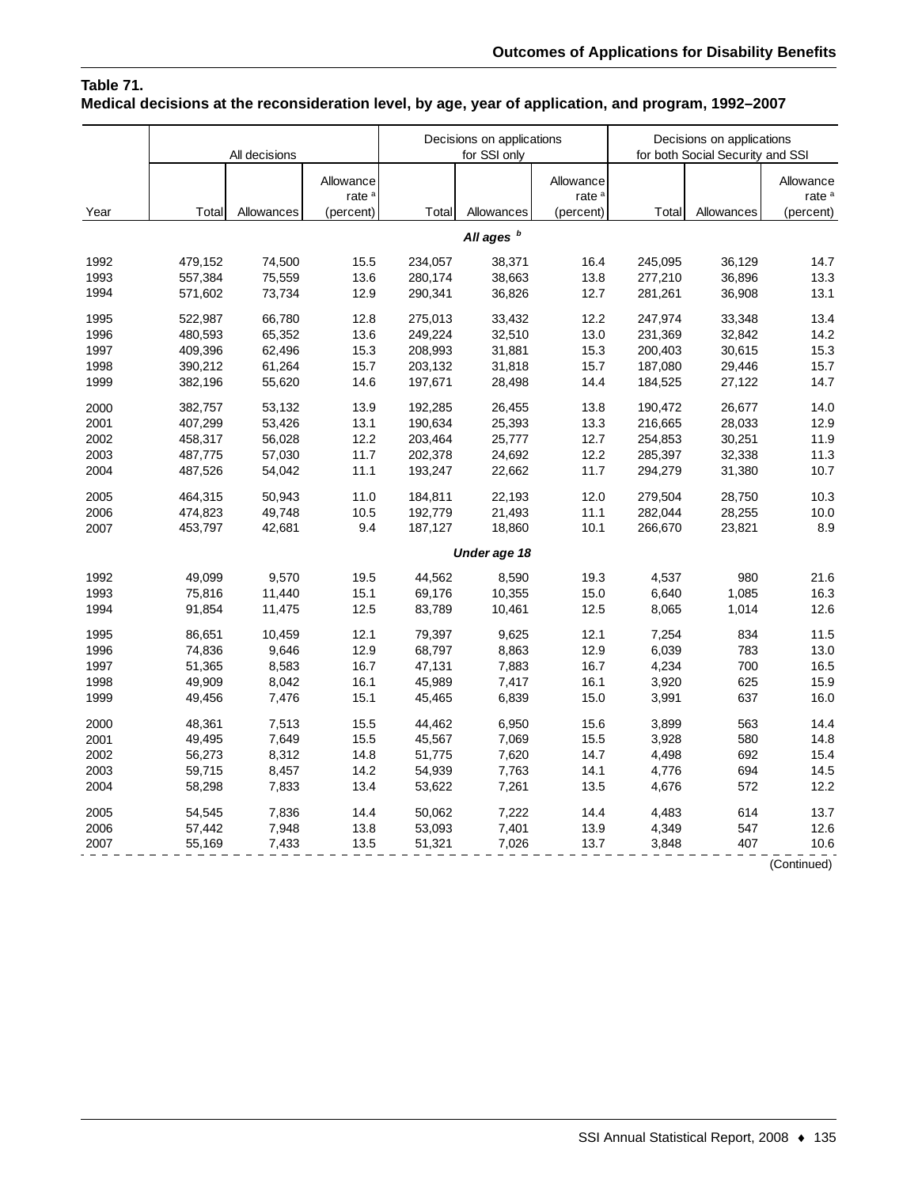**Table 71.**
**Medical decisions at the reconsideration level, by age, year of application, and program, 1992–2007**

| Year | All decisions | | | Decisions on applications for SSI only | | | Decisions on applications for both Social Security and SSI | | |
|---|---|---|---|---|---|---|---|---|---|
| | Total | Allowances | Allowance rate [a] (percent) | Total | Allowances | Allowance rate [a] (percent) | Total | Allowances | Allowance rate [a] (percent) |
| | | | | ***All ages*** [b] | | | | | |
| 1992 | 479,152 | 74,500 | 15.5 | 234,057 | 38,371 | 16.4 | 245,095 | 36,129 | 14.7 |
| 1993 | 557,384 | 75,559 | 13.6 | 280,174 | 38,663 | 13.8 | 277,210 | 36,896 | 13.3 |
| 1994 | 571,602 | 73,734 | 12.9 | 290,341 | 36,826 | 12.7 | 281,261 | 36,908 | 13.1 |
| 1995 | 522,987 | 66,780 | 12.8 | 275,013 | 33,432 | 12.2 | 247,974 | 33,348 | 13.4 |
| 1996 | 480,593 | 65,352 | 13.6 | 249,224 | 32,510 | 13.0 | 231,369 | 32,842 | 14.2 |
| 1997 | 409,396 | 62,496 | 15.3 | 208,993 | 31,881 | 15.3 | 200,403 | 30,615 | 15.3 |
| 1998 | 390,212 | 61,264 | 15.7 | 203,132 | 31,818 | 15.7 | 187,080 | 29,446 | 15.7 |
| 1999 | 382,196 | 55,620 | 14.6 | 197,671 | 28,498 | 14.4 | 184,525 | 27,122 | 14.7 |
| 2000 | 382,757 | 53,132 | 13.9 | 192,285 | 26,455 | 13.8 | 190,472 | 26,677 | 14.0 |
| 2001 | 407,299 | 53,426 | 13.1 | 190,634 | 25,393 | 13.3 | 216,665 | 28,033 | 12.9 |
| 2002 | 458,317 | 56,028 | 12.2 | 203,464 | 25,777 | 12.7 | 254,853 | 30,251 | 11.9 |
| 2003 | 487,775 | 57,030 | 11.7 | 202,378 | 24,692 | 12.2 | 285,397 | 32,338 | 11.3 |
| 2004 | 487,526 | 54,042 | 11.1 | 193,247 | 22,662 | 11.7 | 294,279 | 31,380 | 10.7 |
| 2005 | 464,315 | 50,943 | 11.0 | 184,811 | 22,193 | 12.0 | 279,504 | 28,750 | 10.3 |
| 2006 | 474,823 | 49,748 | 10.5 | 192,779 | 21,493 | 11.1 | 282,044 | 28,255 | 10.0 |
| 2007 | 453,797 | 42,681 | 9.4 | 187,127 | 18,860 | 10.1 | 266,670 | 23,821 | 8.9 |
| | | | | ***Under age 18*** | | | | | |
| 1992 | 49,099 | 9,570 | 19.5 | 44,562 | 8,590 | 19.3 | 4,537 | 980 | 21.6 |
| 1993 | 75,816 | 11,440 | 15.1 | 69,176 | 10,355 | 15.0 | 6,640 | 1,085 | 16.3 |
| 1994 | 91,854 | 11,475 | 12.5 | 83,789 | 10,461 | 12.5 | 8,065 | 1,014 | 12.6 |
| 1995 | 86,651 | 10,459 | 12.1 | 79,397 | 9,625 | 12.1 | 7,254 | 834 | 11.5 |
| 1996 | 74,836 | 9,646 | 12.9 | 68,797 | 8,863 | 12.9 | 6,039 | 783 | 13.0 |
| 1997 | 51,365 | 8,583 | 16.7 | 47,131 | 7,883 | 16.7 | 4,234 | 700 | 16.5 |
| 1998 | 49,909 | 8,042 | 16.1 | 45,989 | 7,417 | 16.1 | 3,920 | 625 | 15.9 |
| 1999 | 49,456 | 7,476 | 15.1 | 45,465 | 6,839 | 15.0 | 3,991 | 637 | 16.0 |
| 2000 | 48,361 | 7,513 | 15.5 | 44,462 | 6,950 | 15.6 | 3,899 | 563 | 14.4 |
| 2001 | 49,495 | 7,649 | 15.5 | 45,567 | 7,069 | 15.5 | 3,928 | 580 | 14.8 |
| 2002 | 56,273 | 8,312 | 14.8 | 51,775 | 7,620 | 14.7 | 4,498 | 692 | 15.4 |
| 2003 | 59,715 | 8,457 | 14.2 | 54,939 | 7,763 | 14.1 | 4,776 | 694 | 14.5 |
| 2004 | 58,298 | 7,833 | 13.4 | 53,622 | 7,261 | 13.5 | 4,676 | 572 | 12.2 |
| 2005 | 54,545 | 7,836 | 14.4 | 50,062 | 7,222 | 14.4 | 4,483 | 614 | 13.7 |
| 2006 | 57,442 | 7,948 | 13.8 | 53,093 | 7,401 | 13.9 | 4,349 | 547 | 12.6 |
| 2007 | 55,169 | 7,433 | 13.5 | 51,321 | 7,026 | 13.7 | 3,848 | 407 | 10.6 |

(Continued)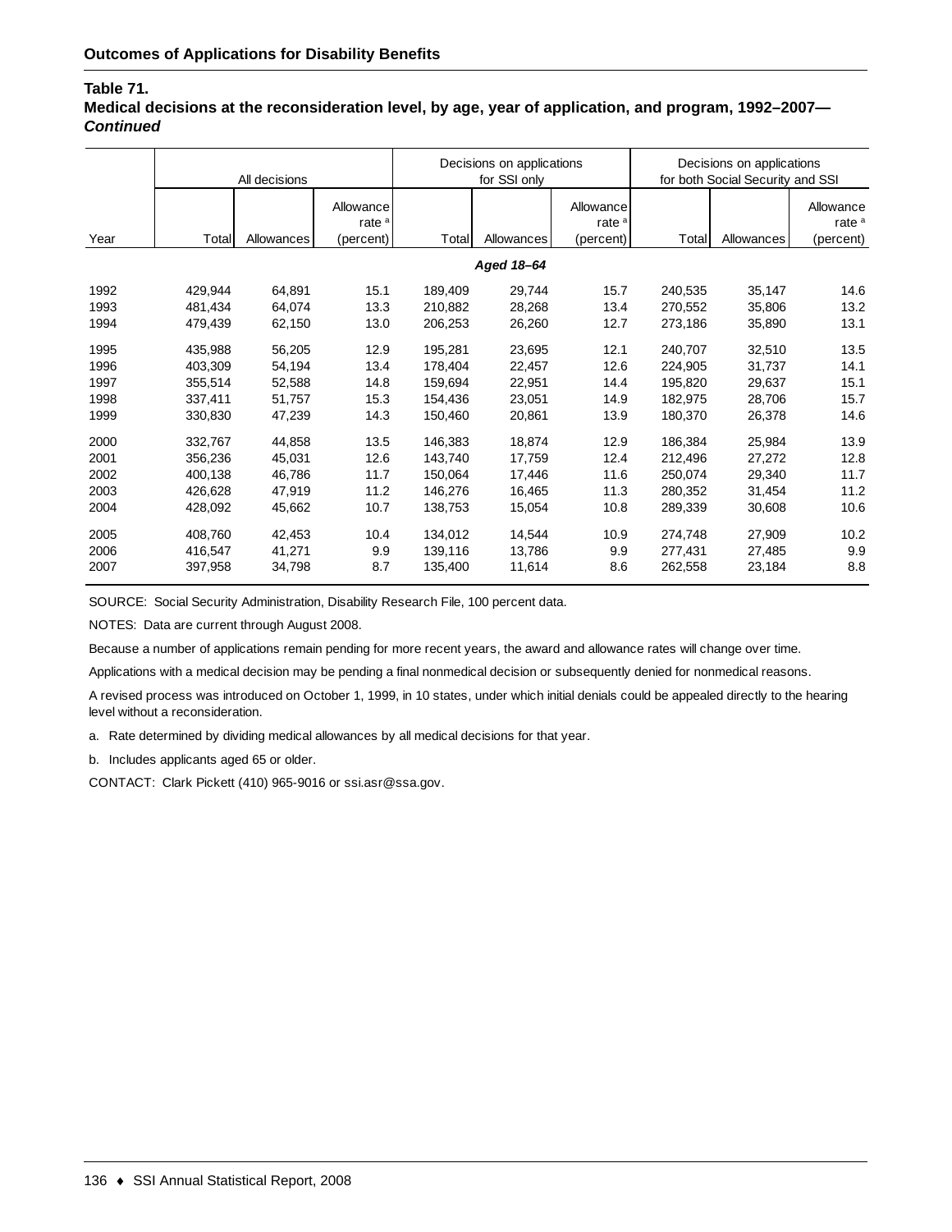## Outcomes of Applications for Disability Benefits

**Table 71.**
**Medical decisions at the reconsideration level, by age, year of application, and program, 1992–2007—*Continued***

| Year | All decisions | | | Decisions on applications for SSI only | | | Decisions on applications for both Social Security and SSI | | |
|---|---|---|---|---|---|---|---|---|---|
| | Total | Allowances | Allowance rate [a] (percent) | Total | Allowances | Allowance rate [a] (percent) | Total | Allowances | Allowance rate [a] (percent) |
| | | | | | ***Aged 18–64*** | | | | |
| 1992 | 429,944 | 64,891 | 15.1 | 189,409 | 29,744 | 15.7 | 240,535 | 35,147 | 14.6 |
| 1993 | 481,434 | 64,074 | 13.3 | 210,882 | 28,268 | 13.4 | 270,552 | 35,806 | 13.2 |
| 1994 | 479,439 | 62,150 | 13.0 | 206,253 | 26,260 | 12.7 | 273,186 | 35,890 | 13.1 |
| 1995 | 435,988 | 56,205 | 12.9 | 195,281 | 23,695 | 12.1 | 240,707 | 32,510 | 13.5 |
| 1996 | 403,309 | 54,194 | 13.4 | 178,404 | 22,457 | 12.6 | 224,905 | 31,737 | 14.1 |
| 1997 | 355,514 | 52,588 | 14.8 | 159,694 | 22,951 | 14.4 | 195,820 | 29,637 | 15.1 |
| 1998 | 337,411 | 51,757 | 15.3 | 154,436 | 23,051 | 14.9 | 182,975 | 28,706 | 15.7 |
| 1999 | 330,830 | 47,239 | 14.3 | 150,460 | 20,861 | 13.9 | 180,370 | 26,378 | 14.6 |
| 2000 | 332,767 | 44,858 | 13.5 | 146,383 | 18,874 | 12.9 | 186,384 | 25,984 | 13.9 |
| 2001 | 356,236 | 45,031 | 12.6 | 143,740 | 17,759 | 12.4 | 212,496 | 27,272 | 12.8 |
| 2002 | 400,138 | 46,786 | 11.7 | 150,064 | 17,446 | 11.6 | 250,074 | 29,340 | 11.7 |
| 2003 | 426,628 | 47,919 | 11.2 | 146,276 | 16,465 | 11.3 | 280,352 | 31,454 | 11.2 |
| 2004 | 428,092 | 45,662 | 10.7 | 138,753 | 15,054 | 10.8 | 289,339 | 30,608 | 10.6 |
| 2005 | 408,760 | 42,453 | 10.4 | 134,012 | 14,544 | 10.9 | 274,748 | 27,909 | 10.2 |
| 2006 | 416,547 | 41,271 | 9.9 | 139,116 | 13,786 | 9.9 | 277,431 | 27,485 | 9.9 |
| 2007 | 397,958 | 34,798 | 8.7 | 135,400 | 11,614 | 8.6 | 262,558 | 23,184 | 8.8 |

SOURCE: Social Security Administration, Disability Research File, 100 percent data.

NOTES: Data are current through August 2008.

Because a number of applications remain pending for more recent years, the award and allowance rates will change over time.

Applications with a medical decision may be pending a final nonmedical decision or subsequently denied for nonmedical reasons.

A revised process was introduced on October 1, 1999, in 10 states, under which initial denials could be appealed directly to the hearing level without a reconsideration.

a. Rate determined by dividing medical allowances by all medical decisions for that year.

b. Includes applicants aged 65 or older.

CONTACT: Clark Pickett (410) 965-9016 or ssi.asr@ssa.gov.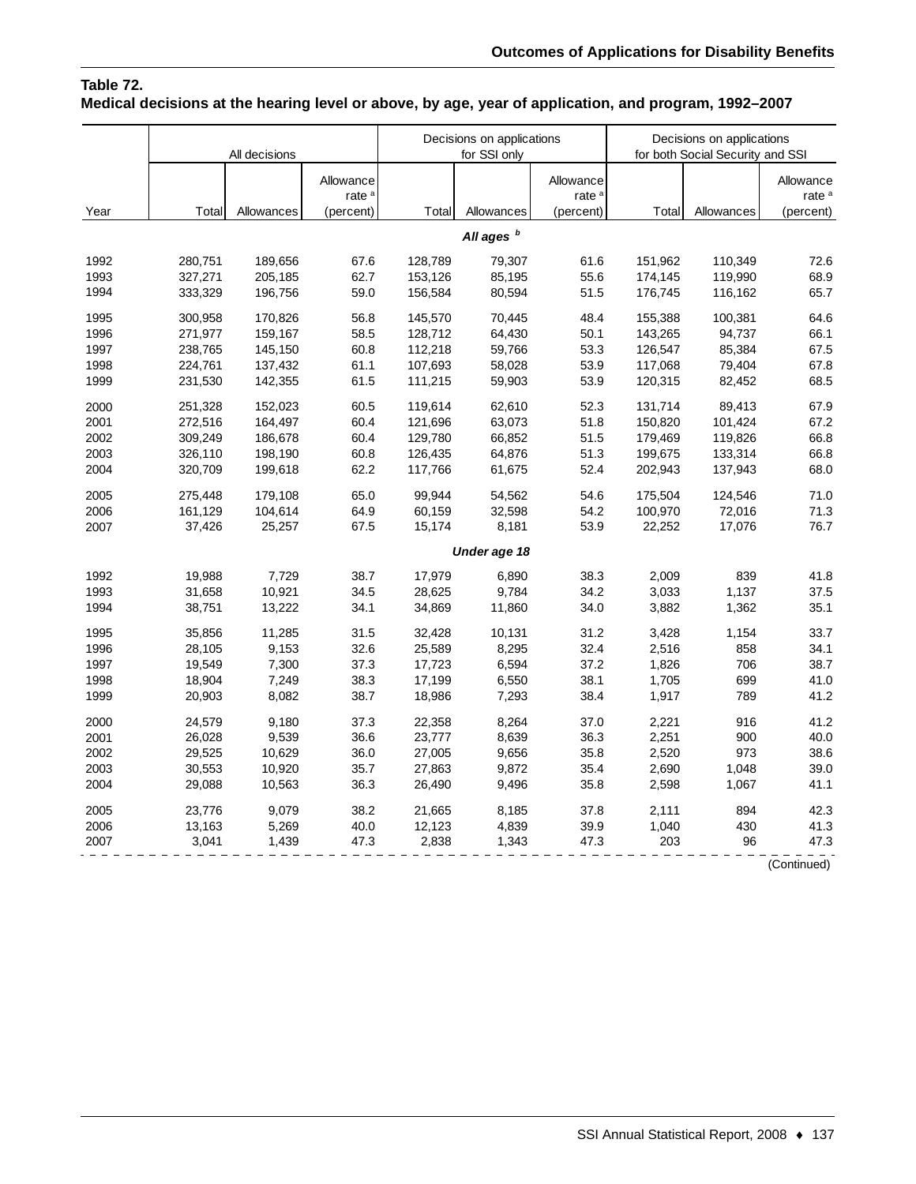**Table 72.**
**Medical decisions at the hearing level or above, by age, year of application, and program, 1992–2007**

| Year | All decisions | | | Decisions on applications for SSI only | | | Decisions on applications for both Social Security and SSI | | |
|---|---|---|---|---|---|---|---|---|---|
| | Total | Allowances | Allowance rate [a] (percent) | Total | Allowances | Allowance rate [a] (percent) | Total | Allowances | Allowance rate [a] (percent) |
| | | | | | ***All ages*** [b] | | | | |
| 1992 | 280,751 | 189,656 | 67.6 | 128,789 | 79,307 | 61.6 | 151,962 | 110,349 | 72.6 |
| 1993 | 327,271 | 205,185 | 62.7 | 153,126 | 85,195 | 55.6 | 174,145 | 119,990 | 68.9 |
| 1994 | 333,329 | 196,756 | 59.0 | 156,584 | 80,594 | 51.5 | 176,745 | 116,162 | 65.7 |
| 1995 | 300,958 | 170,826 | 56.8 | 145,570 | 70,445 | 48.4 | 155,388 | 100,381 | 64.6 |
| 1996 | 271,977 | 159,167 | 58.5 | 128,712 | 64,430 | 50.1 | 143,265 | 94,737 | 66.1 |
| 1997 | 238,765 | 145,150 | 60.8 | 112,218 | 59,766 | 53.3 | 126,547 | 85,384 | 67.5 |
| 1998 | 224,761 | 137,432 | 61.1 | 107,693 | 58,028 | 53.9 | 117,068 | 79,404 | 67.8 |
| 1999 | 231,530 | 142,355 | 61.5 | 111,215 | 59,903 | 53.9 | 120,315 | 82,452 | 68.5 |
| 2000 | 251,328 | 152,023 | 60.5 | 119,614 | 62,610 | 52.3 | 131,714 | 89,413 | 67.9 |
| 2001 | 272,516 | 164,497 | 60.4 | 121,696 | 63,073 | 51.8 | 150,820 | 101,424 | 67.2 |
| 2002 | 309,249 | 186,678 | 60.4 | 129,780 | 66,852 | 51.5 | 179,469 | 119,826 | 66.8 |
| 2003 | 326,110 | 198,190 | 60.8 | 126,435 | 64,876 | 51.3 | 199,675 | 133,314 | 66.8 |
| 2004 | 320,709 | 199,618 | 62.2 | 117,766 | 61,675 | 52.4 | 202,943 | 137,943 | 68.0 |
| 2005 | 275,448 | 179,108 | 65.0 | 99,944 | 54,562 | 54.6 | 175,504 | 124,546 | 71.0 |
| 2006 | 161,129 | 104,614 | 64.9 | 60,159 | 32,598 | 54.2 | 100,970 | 72,016 | 71.3 |
| 2007 | 37,426 | 25,257 | 67.5 | 15,174 | 8,181 | 53.9 | 22,252 | 17,076 | 76.7 |
| | | | | | ***Under age 18*** | | | | |
| 1992 | 19,988 | 7,729 | 38.7 | 17,979 | 6,890 | 38.3 | 2,009 | 839 | 41.8 |
| 1993 | 31,658 | 10,921 | 34.5 | 28,625 | 9,784 | 34.2 | 3,033 | 1,137 | 37.5 |
| 1994 | 38,751 | 13,222 | 34.1 | 34,869 | 11,860 | 34.0 | 3,882 | 1,362 | 35.1 |
| 1995 | 35,856 | 11,285 | 31.5 | 32,428 | 10,131 | 31.2 | 3,428 | 1,154 | 33.7 |
| 1996 | 28,105 | 9,153 | 32.6 | 25,589 | 8,295 | 32.4 | 2,516 | 858 | 34.1 |
| 1997 | 19,549 | 7,300 | 37.3 | 17,723 | 6,594 | 37.2 | 1,826 | 706 | 38.7 |
| 1998 | 18,904 | 7,249 | 38.3 | 17,199 | 6,550 | 38.1 | 1,705 | 699 | 41.0 |
| 1999 | 20,903 | 8,082 | 38.7 | 18,986 | 7,293 | 38.4 | 1,917 | 789 | 41.2 |
| 2000 | 24,579 | 9,180 | 37.3 | 22,358 | 8,264 | 37.0 | 2,221 | 916 | 41.2 |
| 2001 | 26,028 | 9,539 | 36.6 | 23,777 | 8,639 | 36.3 | 2,251 | 900 | 40.0 |
| 2002 | 29,525 | 10,629 | 36.0 | 27,005 | 9,656 | 35.8 | 2,520 | 973 | 38.6 |
| 2003 | 30,553 | 10,920 | 35.7 | 27,863 | 9,872 | 35.4 | 2,690 | 1,048 | 39.0 |
| 2004 | 29,088 | 10,563 | 36.3 | 26,490 | 9,496 | 35.8 | 2,598 | 1,067 | 41.1 |
| 2005 | 23,776 | 9,079 | 38.2 | 21,665 | 8,185 | 37.8 | 2,111 | 894 | 42.3 |
| 2006 | 13,163 | 5,269 | 40.0 | 12,123 | 4,839 | 39.9 | 1,040 | 430 | 41.3 |
| 2007 | 3,041 | 1,439 | 47.3 | 2,838 | 1,343 | 47.3 | 203 | 96 | 47.3 |

(Continued)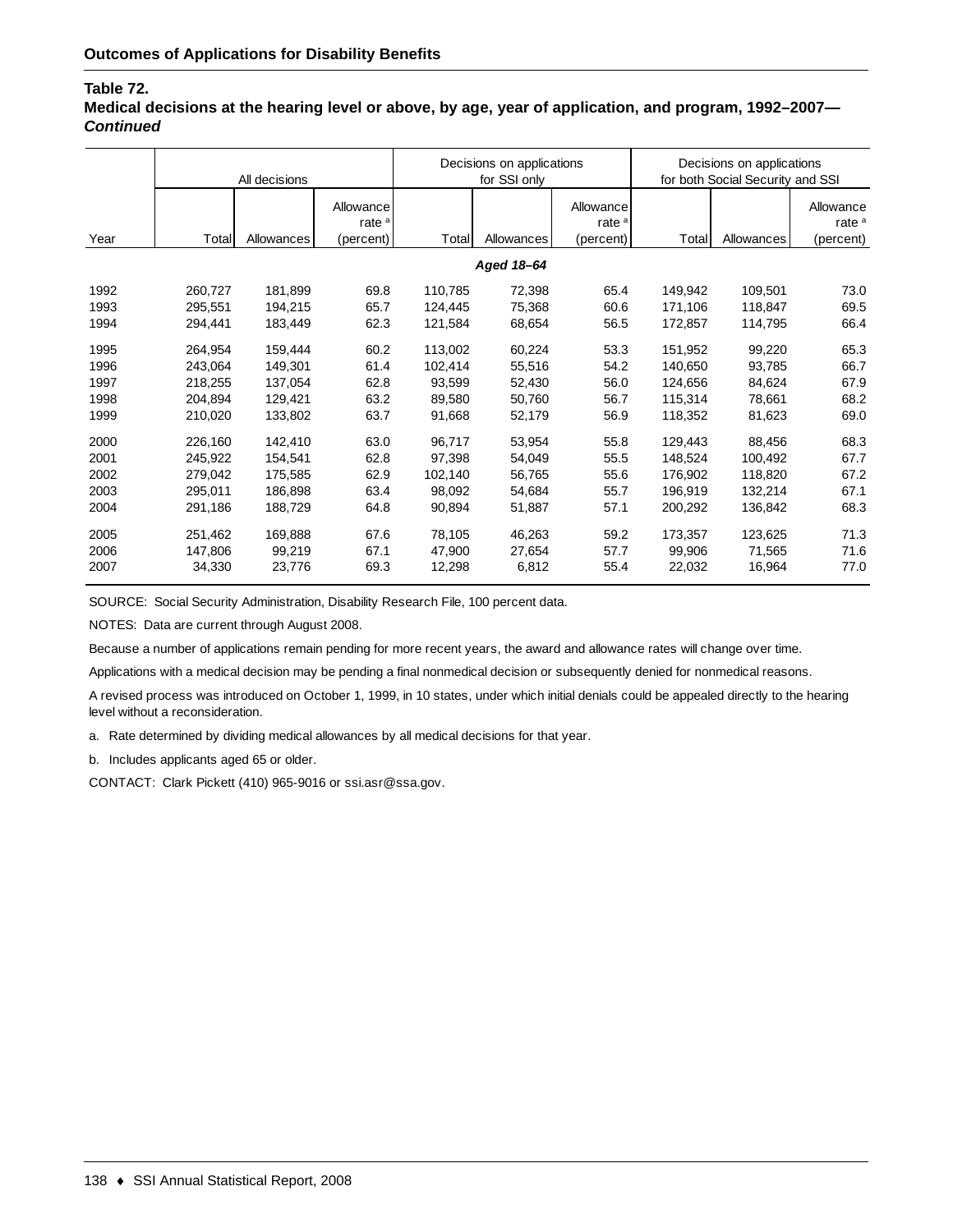## Outcomes of Applications for Disability Benefits

**Table 72.**
**Medical decisions at the hearing level or above, by age, year of application, and program, 1992–2007—*Continued***

| Year | All decisions | | | Decisions on applications for SSI only | | | Decisions on applications for both Social Security and SSI | | |
|---|---|---|---|---|---|---|---|---|---|
| | Total | Allowances | Allowance rate [a] (percent) | Total | Allowances | Allowance rate [a] (percent) | Total | Allowances | Allowance rate [a] (percent) |
| | | | | | ***Aged 18–64*** | | | | |
| 1992 | 260,727 | 181,899 | 69.8 | 110,785 | 72,398 | 65.4 | 149,942 | 109,501 | 73.0 |
| 1993 | 295,551 | 194,215 | 65.7 | 124,445 | 75,368 | 60.6 | 171,106 | 118,847 | 69.5 |
| 1994 | 294,441 | 183,449 | 62.3 | 121,584 | 68,654 | 56.5 | 172,857 | 114,795 | 66.4 |
| 1995 | 264,954 | 159,444 | 60.2 | 113,002 | 60,224 | 53.3 | 151,952 | 99,220 | 65.3 |
| 1996 | 243,064 | 149,301 | 61.4 | 102,414 | 55,516 | 54.2 | 140,650 | 93,785 | 66.7 |
| 1997 | 218,255 | 137,054 | 62.8 | 93,599 | 52,430 | 56.0 | 124,656 | 84,624 | 67.9 |
| 1998 | 204,894 | 129,421 | 63.2 | 89,580 | 50,760 | 56.7 | 115,314 | 78,661 | 68.2 |
| 1999 | 210,020 | 133,802 | 63.7 | 91,668 | 52,179 | 56.9 | 118,352 | 81,623 | 69.0 |
| 2000 | 226,160 | 142,410 | 63.0 | 96,717 | 53,954 | 55.8 | 129,443 | 88,456 | 68.3 |
| 2001 | 245,922 | 154,541 | 62.8 | 97,398 | 54,049 | 55.5 | 148,524 | 100,492 | 67.7 |
| 2002 | 279,042 | 175,585 | 62.9 | 102,140 | 56,765 | 55.6 | 176,902 | 118,820 | 67.2 |
| 2003 | 295,011 | 186,898 | 63.4 | 98,092 | 54,684 | 55.7 | 196,919 | 132,214 | 67.1 |
| 2004 | 291,186 | 188,729 | 64.8 | 90,894 | 51,887 | 57.1 | 200,292 | 136,842 | 68.3 |
| 2005 | 251,462 | 169,888 | 67.6 | 78,105 | 46,263 | 59.2 | 173,357 | 123,625 | 71.3 |
| 2006 | 147,806 | 99,219 | 67.1 | 47,900 | 27,654 | 57.7 | 99,906 | 71,565 | 71.6 |
| 2007 | 34,330 | 23,776 | 69.3 | 12,298 | 6,812 | 55.4 | 22,032 | 16,964 | 77.0 |

SOURCE: Social Security Administration, Disability Research File, 100 percent data.

NOTES: Data are current through August 2008.

Because a number of applications remain pending for more recent years, the award and allowance rates will change over time.

Applications with a medical decision may be pending a final nonmedical decision or subsequently denied for nonmedical reasons.

A revised process was introduced on October 1, 1999, in 10 states, under which initial denials could be appealed directly to the hearing level without a reconsideration.

a. Rate determined by dividing medical allowances by all medical decisions for that year.

b. Includes applicants aged 65 or older.

CONTACT: Clark Pickett (410) 965-9016 or ssi.asr@ssa.gov.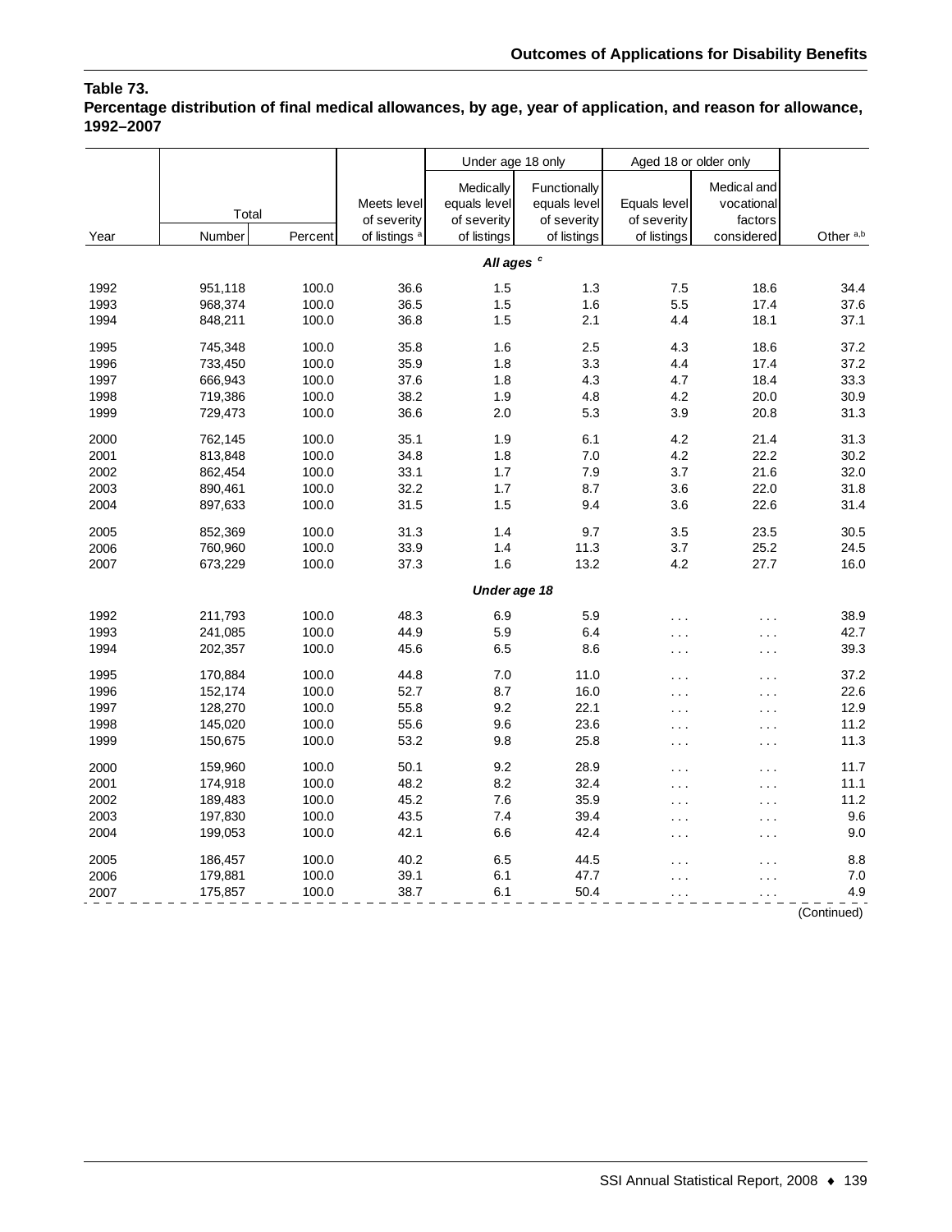**Table 73.**
**Percentage distribution of final medical allowances, by age, year of application, and reason for allowance, 1992–2007**

| Year | Total | | Meets level of severity of listings [a] | Under age 18 only | | Aged 18 or older only | | Other [a,b] |
|---|---|---|---|---|---|---|---|---|
| | Number | Percent | | Medically equals level of severity of listings | Functionally equals level of severity of listings | Equals level of severity of listings | Medical and vocational factors considered | |
| | | | | *All ages [c]* | | | | |
| 1992 | 951,118 | 100.0 | 36.6 | 1.5 | 1.3 | 7.5 | 18.6 | 34.4 |
| 1993 | 968,374 | 100.0 | 36.5 | 1.5 | 1.6 | 5.5 | 17.4 | 37.6 |
| 1994 | 848,211 | 100.0 | 36.8 | 1.5 | 2.1 | 4.4 | 18.1 | 37.1 |
| 1995 | 745,348 | 100.0 | 35.8 | 1.6 | 2.5 | 4.3 | 18.6 | 37.2 |
| 1996 | 733,450 | 100.0 | 35.9 | 1.8 | 3.3 | 4.4 | 17.4 | 37.2 |
| 1997 | 666,943 | 100.0 | 37.6 | 1.8 | 4.3 | 4.7 | 18.4 | 33.3 |
| 1998 | 719,386 | 100.0 | 38.2 | 1.9 | 4.8 | 4.2 | 20.0 | 30.9 |
| 1999 | 729,473 | 100.0 | 36.6 | 2.0 | 5.3 | 3.9 | 20.8 | 31.3 |
| 2000 | 762,145 | 100.0 | 35.1 | 1.9 | 6.1 | 4.2 | 21.4 | 31.3 |
| 2001 | 813,848 | 100.0 | 34.8 | 1.8 | 7.0 | 4.2 | 22.2 | 30.2 |
| 2002 | 862,454 | 100.0 | 33.1 | 1.7 | 7.9 | 3.7 | 21.6 | 32.0 |
| 2003 | 890,461 | 100.0 | 32.2 | 1.7 | 8.7 | 3.6 | 22.0 | 31.8 |
| 2004 | 897,633 | 100.0 | 31.5 | 1.5 | 9.4 | 3.6 | 22.6 | 31.4 |
| 2005 | 852,369 | 100.0 | 31.3 | 1.4 | 9.7 | 3.5 | 23.5 | 30.5 |
| 2006 | 760,960 | 100.0 | 33.9 | 1.4 | 11.3 | 3.7 | 25.2 | 24.5 |
| 2007 | 673,229 | 100.0 | 37.3 | 1.6 | 13.2 | 4.2 | 27.7 | 16.0 |
| | | | | *Under age 18* | | | | |
| 1992 | 211,793 | 100.0 | 48.3 | 6.9 | 5.9 | . . . | . . . | 38.9 |
| 1993 | 241,085 | 100.0 | 44.9 | 5.9 | 6.4 | . . . | . . . | 42.7 |
| 1994 | 202,357 | 100.0 | 45.6 | 6.5 | 8.6 | . . . | . . . | 39.3 |
| 1995 | 170,884 | 100.0 | 44.8 | 7.0 | 11.0 | . . . | . . . | 37.2 |
| 1996 | 152,174 | 100.0 | 52.7 | 8.7 | 16.0 | . . . | . . . | 22.6 |
| 1997 | 128,270 | 100.0 | 55.8 | 9.2 | 22.1 | . . . | . . . | 12.9 |
| 1998 | 145,020 | 100.0 | 55.6 | 9.6 | 23.6 | . . . | . . . | 11.2 |
| 1999 | 150,675 | 100.0 | 53.2 | 9.8 | 25.8 | . . . | . . . | 11.3 |
| 2000 | 159,960 | 100.0 | 50.1 | 9.2 | 28.9 | . . . | . . . | 11.7 |
| 2001 | 174,918 | 100.0 | 48.2 | 8.2 | 32.4 | . . . | . . . | 11.1 |
| 2002 | 189,483 | 100.0 | 45.2 | 7.6 | 35.9 | . . . | . . . | 11.2 |
| 2003 | 197,830 | 100.0 | 43.5 | 7.4 | 39.4 | . . . | . . . | 9.6 |
| 2004 | 199,053 | 100.0 | 42.1 | 6.6 | 42.4 | . . . | . . . | 9.0 |
| 2005 | 186,457 | 100.0 | 40.2 | 6.5 | 44.5 | . . . | . . . | 8.8 |
| 2006 | 179,881 | 100.0 | 39.1 | 6.1 | 47.7 | . . . | . . . | 7.0 |
| 2007 | 175,857 | 100.0 | 38.7 | 6.1 | 50.4 | . . . | . . . | 4.9 |

(Continued)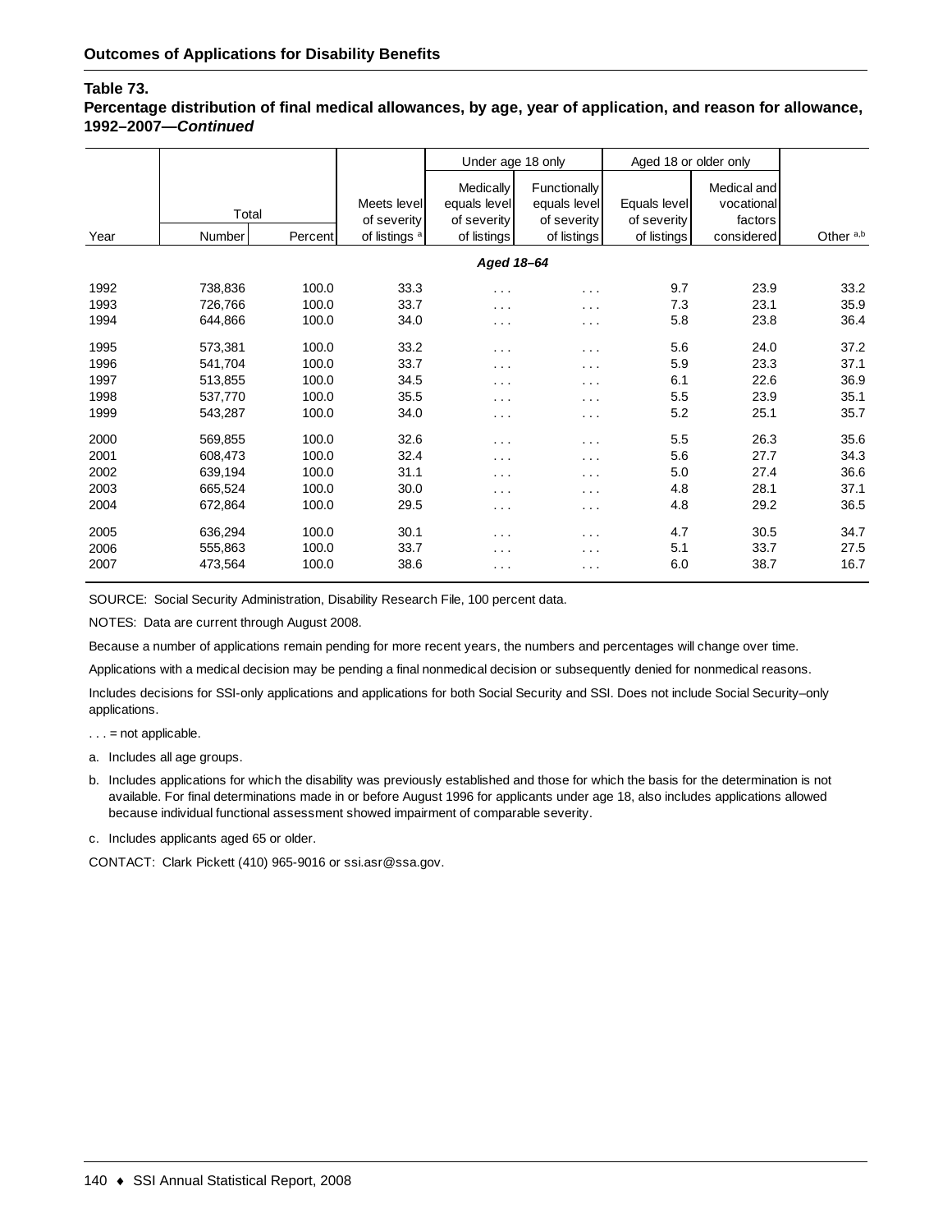## Outcomes of Applications for Disability Benefits

**Table 73.**
**Percentage distribution of final medical allowances, by age, year of application, and reason for allowance, 1992–2007—*Continued***

| Year | Total | | Meets level of severity of listings [a] | Under age 18 only | | Aged 18 or older only | | Other [a,b] |
|---|---|---|---|---|---|---|---|---|
| | Number | Percent | | Medically equals level of severity of listings | Functionally equals level of severity of listings | Equals level of severity of listings | Medical and vocational factors considered | |
| | | | | ***Aged 18–64*** | | | | |
| 1992 | 738,836 | 100.0 | 33.3 | . . . | . . . | 9.7 | 23.9 | 33.2 |
| 1993 | 726,766 | 100.0 | 33.7 | . . . | . . . | 7.3 | 23.1 | 35.9 |
| 1994 | 644,866 | 100.0 | 34.0 | . . . | . . . | 5.8 | 23.8 | 36.4 |
| 1995 | 573,381 | 100.0 | 33.2 | . . . | . . . | 5.6 | 24.0 | 37.2 |
| 1996 | 541,704 | 100.0 | 33.7 | . . . | . . . | 5.9 | 23.3 | 37.1 |
| 1997 | 513,855 | 100.0 | 34.5 | . . . | . . . | 6.1 | 22.6 | 36.9 |
| 1998 | 537,770 | 100.0 | 35.5 | . . . | . . . | 5.5 | 23.9 | 35.1 |
| 1999 | 543,287 | 100.0 | 34.0 | . . . | . . . | 5.2 | 25.1 | 35.7 |
| 2000 | 569,855 | 100.0 | 32.6 | . . . | . . . | 5.5 | 26.3 | 35.6 |
| 2001 | 608,473 | 100.0 | 32.4 | . . . | . . . | 5.6 | 27.7 | 34.3 |
| 2002 | 639,194 | 100.0 | 31.1 | . . . | . . . | 5.0 | 27.4 | 36.6 |
| 2003 | 665,524 | 100.0 | 30.0 | . . . | . . . | 4.8 | 28.1 | 37.1 |
| 2004 | 672,864 | 100.0 | 29.5 | . . . | . . . | 4.8 | 29.2 | 36.5 |
| 2005 | 636,294 | 100.0 | 30.1 | . . . | . . . | 4.7 | 30.5 | 34.7 |
| 2006 | 555,863 | 100.0 | 33.7 | . . . | . . . | 5.1 | 33.7 | 27.5 |
| 2007 | 473,564 | 100.0 | 38.6 | . . . | . . . | 6.0 | 38.7 | 16.7 |

SOURCE: Social Security Administration, Disability Research File, 100 percent data.

NOTES: Data are current through August 2008.

Because a number of applications remain pending for more recent years, the numbers and percentages will change over time.

Applications with a medical decision may be pending a final nonmedical decision or subsequently denied for nonmedical reasons.

Includes decisions for SSI-only applications and applications for both Social Security and SSI. Does not include Social Security–only applications.

. . . = not applicable.

a. Includes all age groups.

b. Includes applications for which the disability was previously established and those for which the basis for the determination is not available. For final determinations made in or before August 1996 for applicants under age 18, also includes applications allowed because individual functional assessment showed impairment of comparable severity.

c. Includes applicants aged 65 or older.

CONTACT: Clark Pickett (410) 965-9016 or ssi.asr@ssa.gov.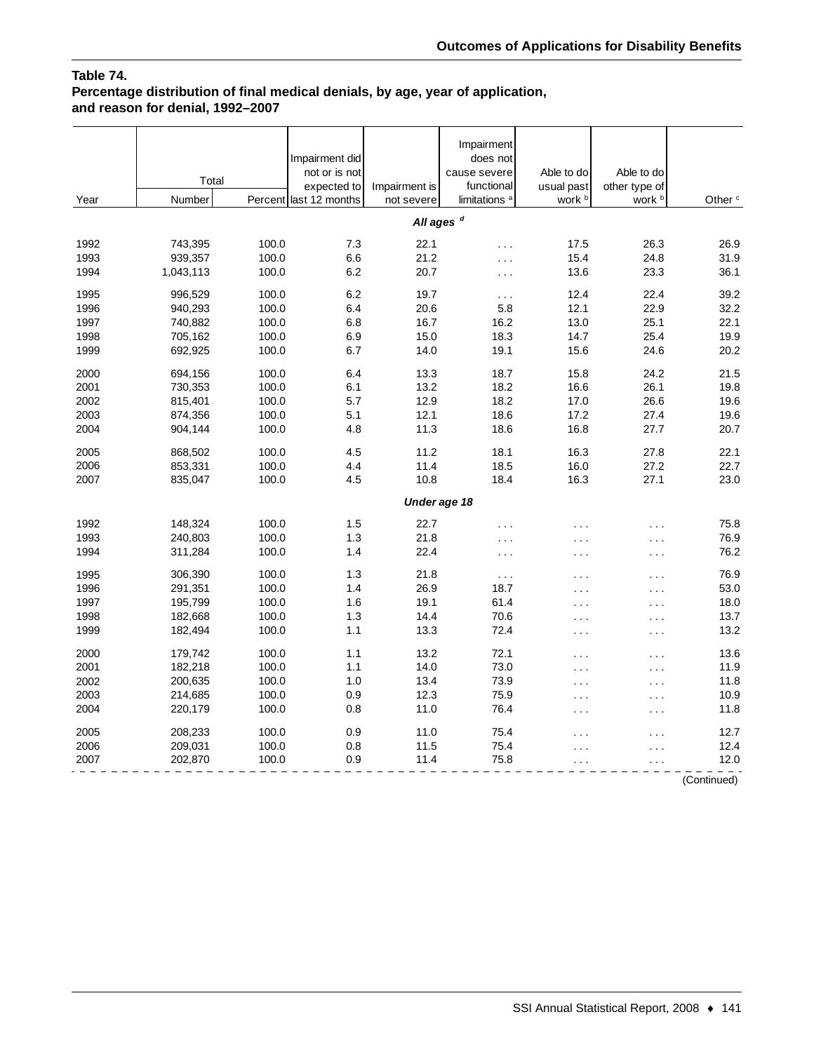**Table 74.**
**Percentage distribution of final medical denials, by age, year of application, and reason for denial, 1992–2007**

| Year | Total Number | Total Percent | Impairment did not or is not expected to last 12 months | Impairment is not severe | Impairment does not cause severe functional limitations [a] | Able to do usual past work [b] | Able to do other type of work [b] | Other [c] |
|---|---|---|---|---|---|---|---|---|
| | | | | *All ages [d]* | | | | |
| 1992 | 743,395 | 100.0 | 7.3 | 22.1 | . . . | 17.5 | 26.3 | 26.9 |
| 1993 | 939,357 | 100.0 | 6.6 | 21.2 | . . . | 15.4 | 24.8 | 31.9 |
| 1994 | 1,043,113 | 100.0 | 6.2 | 20.7 | . . . | 13.6 | 23.3 | 36.1 |
| 1995 | 996,529 | 100.0 | 6.2 | 19.7 | . . . | 12.4 | 22.4 | 39.2 |
| 1996 | 940,293 | 100.0 | 6.4 | 20.6 | 5.8 | 12.1 | 22.9 | 32.2 |
| 1997 | 740,882 | 100.0 | 6.8 | 16.7 | 16.2 | 13.0 | 25.1 | 22.1 |
| 1998 | 705,162 | 100.0 | 6.9 | 15.0 | 18.3 | 14.7 | 25.4 | 19.9 |
| 1999 | 692,925 | 100.0 | 6.7 | 14.0 | 19.1 | 15.6 | 24.6 | 20.2 |
| 2000 | 694,156 | 100.0 | 6.4 | 13.3 | 18.7 | 15.8 | 24.2 | 21.5 |
| 2001 | 730,353 | 100.0 | 6.1 | 13.2 | 18.2 | 16.6 | 26.1 | 19.8 |
| 2002 | 815,401 | 100.0 | 5.7 | 12.9 | 18.2 | 17.0 | 26.6 | 19.6 |
| 2003 | 874,356 | 100.0 | 5.1 | 12.1 | 18.6 | 17.2 | 27.4 | 19.6 |
| 2004 | 904,144 | 100.0 | 4.8 | 11.3 | 18.6 | 16.8 | 27.7 | 20.7 |
| 2005 | 868,502 | 100.0 | 4.5 | 11.2 | 18.1 | 16.3 | 27.8 | 22.1 |
| 2006 | 853,331 | 100.0 | 4.4 | 11.4 | 18.5 | 16.0 | 27.2 | 22.7 |
| 2007 | 835,047 | 100.0 | 4.5 | 10.8 | 18.4 | 16.3 | 27.1 | 23.0 |
| | | | | *Under age 18* | | | | |
| 1992 | 148,324 | 100.0 | 1.5 | 22.7 | . . . | . . . | . . . | 75.8 |
| 1993 | 240,803 | 100.0 | 1.3 | 21.8 | . . . | . . . | . . . | 76.9 |
| 1994 | 311,284 | 100.0 | 1.4 | 22.4 | . . . | . . . | . . . | 76.2 |
| 1995 | 306,390 | 100.0 | 1.3 | 21.8 | . . . | . . . | . . . | 76.9 |
| 1996 | 291,351 | 100.0 | 1.4 | 26.9 | 18.7 | . . . | . . . | 53.0 |
| 1997 | 195,799 | 100.0 | 1.6 | 19.1 | 61.4 | . . . | . . . | 18.0 |
| 1998 | 182,668 | 100.0 | 1.3 | 14.4 | 70.6 | . . . | . . . | 13.7 |
| 1999 | 182,494 | 100.0 | 1.1 | 13.3 | 72.4 | . . . | . . . | 13.2 |
| 2000 | 179,742 | 100.0 | 1.1 | 13.2 | 72.1 | . . . | . . . | 13.6 |
| 2001 | 182,218 | 100.0 | 1.1 | 14.0 | 73.0 | . . . | . . . | 11.9 |
| 2002 | 200,635 | 100.0 | 1.0 | 13.4 | 73.9 | . . . | . . . | 11.8 |
| 2003 | 214,685 | 100.0 | 0.9 | 12.3 | 75.9 | . . . | . . . | 10.9 |
| 2004 | 220,179 | 100.0 | 0.8 | 11.0 | 76.4 | . . . | . . . | 11.8 |
| 2005 | 208,233 | 100.0 | 0.9 | 11.0 | 75.4 | . . . | . . . | 12.7 |
| 2006 | 209,031 | 100.0 | 0.8 | 11.5 | 75.4 | . . . | . . . | 12.4 |
| 2007 | 202,870 | 100.0 | 0.9 | 11.4 | 75.8 | . . . | . . . | 12.0 |

(Continued)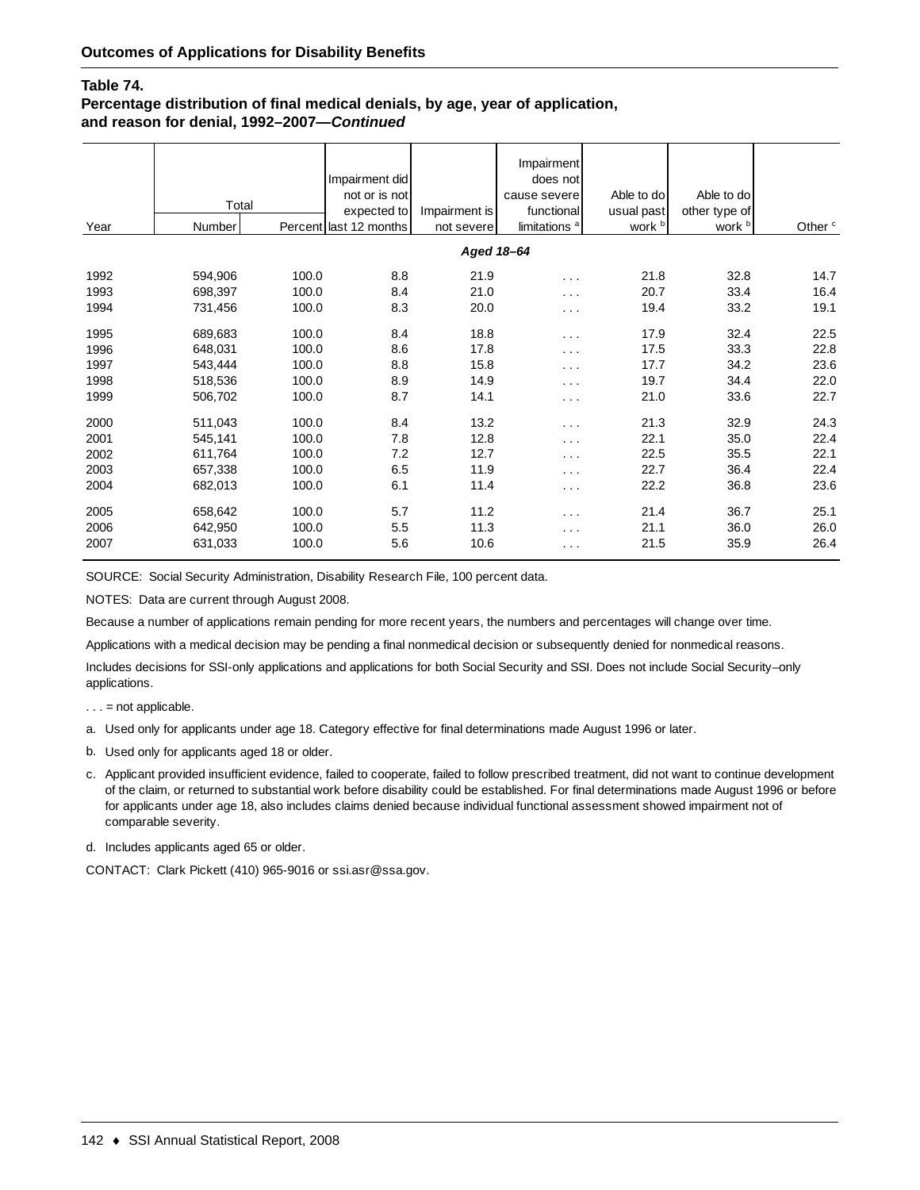**Outcomes of Applications for Disability Benefits**

**Table 74.**
**Percentage distribution of final medical denials, by age, year of application, and reason for denial, 1992–2007—*Continued***

| Year | Total | | Impairment did not or is not expected to last 12 months | Impairment is not severe | Impairment does not cause severe functional limitations [a] | Able to do usual past work [b] | Able to do other type of work [b] | Other [c] |
|---|---|---|---|---|---|---|---|---|
| | Number | Percent | | | | | | |
| | | | | ***Aged 18–64*** | | | | |
| 1992 | 594,906 | 100.0 | 8.8 | 21.9 | . . . | 21.8 | 32.8 | 14.7 |
| 1993 | 698,397 | 100.0 | 8.4 | 21.0 | . . . | 20.7 | 33.4 | 16.4 |
| 1994 | 731,456 | 100.0 | 8.3 | 20.0 | . . . | 19.4 | 33.2 | 19.1 |
| 1995 | 689,683 | 100.0 | 8.4 | 18.8 | . . . | 17.9 | 32.4 | 22.5 |
| 1996 | 648,031 | 100.0 | 8.6 | 17.8 | . . . | 17.5 | 33.3 | 22.8 |
| 1997 | 543,444 | 100.0 | 8.8 | 15.8 | . . . | 17.7 | 34.2 | 23.6 |
| 1998 | 518,536 | 100.0 | 8.9 | 14.9 | . . . | 19.7 | 34.4 | 22.0 |
| 1999 | 506,702 | 100.0 | 8.7 | 14.1 | . . . | 21.0 | 33.6 | 22.7 |
| 2000 | 511,043 | 100.0 | 8.4 | 13.2 | . . . | 21.3 | 32.9 | 24.3 |
| 2001 | 545,141 | 100.0 | 7.8 | 12.8 | . . . | 22.1 | 35.0 | 22.4 |
| 2002 | 611,764 | 100.0 | 7.2 | 12.7 | . . . | 22.5 | 35.5 | 22.1 |
| 2003 | 657,338 | 100.0 | 6.5 | 11.9 | . . . | 22.7 | 36.4 | 22.4 |
| 2004 | 682,013 | 100.0 | 6.1 | 11.4 | . . . | 22.2 | 36.8 | 23.6 |
| 2005 | 658,642 | 100.0 | 5.7 | 11.2 | . . . | 21.4 | 36.7 | 25.1 |
| 2006 | 642,950 | 100.0 | 5.5 | 11.3 | . . . | 21.1 | 36.0 | 26.0 |
| 2007 | 631,033 | 100.0 | 5.6 | 10.6 | . . . | 21.5 | 35.9 | 26.4 |

SOURCE: Social Security Administration, Disability Research File, 100 percent data.

NOTES: Data are current through August 2008.

Because a number of applications remain pending for more recent years, the numbers and percentages will change over time.

Applications with a medical decision may be pending a final nonmedical decision or subsequently denied for nonmedical reasons.

Includes decisions for SSI-only applications and applications for both Social Security and SSI. Does not include Social Security–only applications.

. . . = not applicable.

a. Used only for applicants under age 18. Category effective for final determinations made August 1996 or later.

b. Used only for applicants aged 18 or older.

c. Applicant provided insufficient evidence, failed to cooperate, failed to follow prescribed treatment, did not want to continue development of the claim, or returned to substantial work before disability could be established. For final determinations made August 1996 or before for applicants under age 18, also includes claims denied because individual functional assessment showed impairment not of comparable severity.

d. Includes applicants aged 65 or older.

CONTACT: Clark Pickett (410) 965-9016 or ssi.asr@ssa.gov.